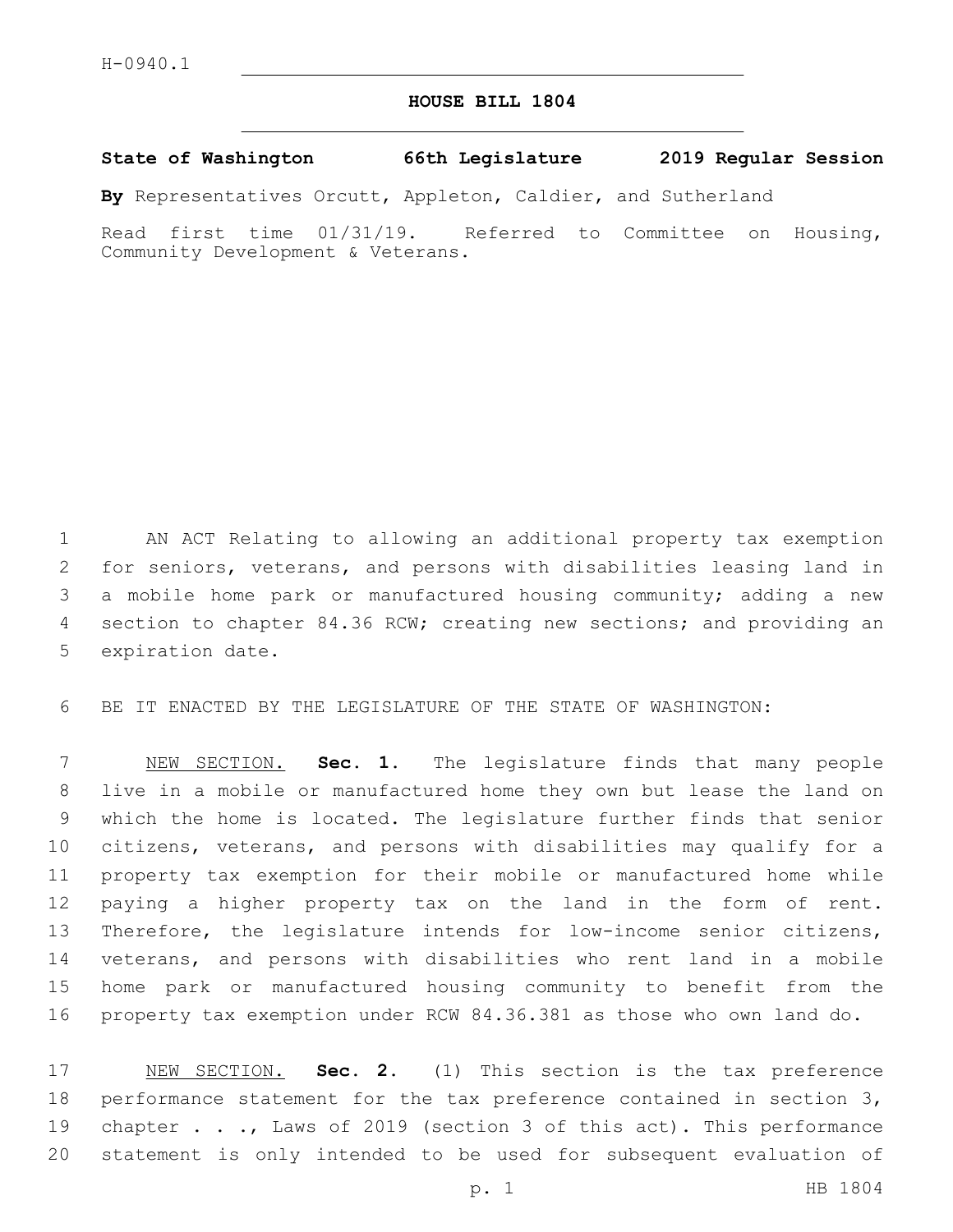H-0940.1

# HOUSE BILL 1804

**State of Washington 66th Legislature 2019 Regular Session**

**By** Representatives Orcutt, Appleton, Caldier, and Sutherland

Read first time 01/31/19. Referred to Committee on Housing, Community Development & Veterans.

AN ACT Relating to allowing an additional property tax exemption for seniors, veterans, and persons with disabilities leasing land in a mobile home park or manufactured housing community; adding a new section to chapter 84.36 RCW; creating new sections; and providing an expiration date.

BE IT ENACTED BY THE LEGISLATURE OF THE STATE OF WASHINGTON:

NEW SECTION. **Sec. 1.** The legislature finds that many people live in a mobile or manufactured home they own but lease the land on which the home is located. The legislature further finds that senior citizens, veterans, and persons with disabilities may qualify for a property tax exemption for their mobile or manufactured home while paying a higher property tax on the land in the form of rent. Therefore, the legislature intends for low-income senior citizens, veterans, and persons with disabilities who rent land in a mobile home park or manufactured housing community to benefit from the property tax exemption under RCW 84.36.381 as those who own land do.

NEW SECTION. **Sec. 2.** (1) This section is the tax preference performance statement for the tax preference contained in section 3, chapter . . ., Laws of 2019 (section 3 of this act). This performance statement is only intended to be used for subsequent evaluation of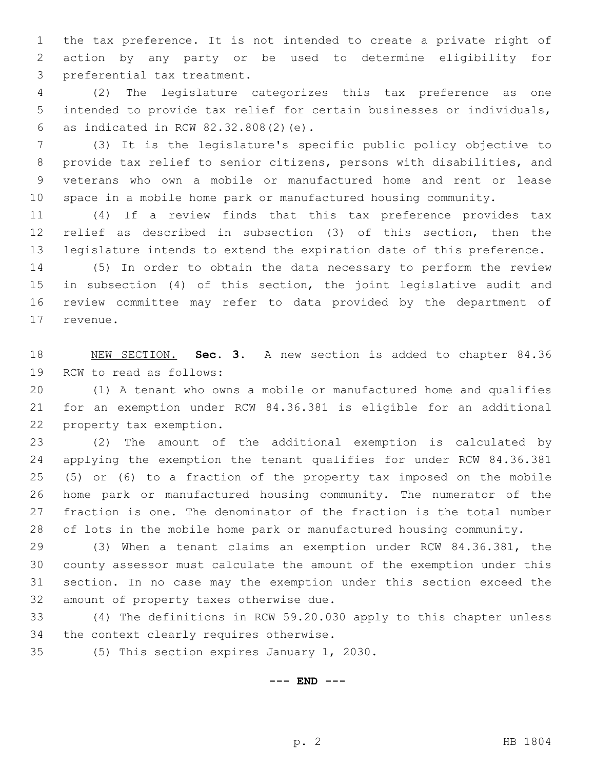the tax preference. It is not intended to create a private right of action by any party or be used to determine eligibility for preferential tax treatment.

(2) The legislature categorizes this tax preference as one intended to provide tax relief for certain businesses or individuals, as indicated in RCW 82.32.808(2)(e).

(3) It is the legislature's specific public policy objective to provide tax relief to senior citizens, persons with disabilities, and veterans who own a mobile or manufactured home and rent or lease space in a mobile home park or manufactured housing community.

(4) If a review finds that this tax preference provides tax relief as described in subsection (3) of this section, then the legislature intends to extend the expiration date of this preference.

(5) In order to obtain the data necessary to perform the review in subsection (4) of this section, the joint legislative audit and review committee may refer to data provided by the department of revenue.

NEW SECTION. **Sec. 3.** A new section is added to chapter 84.36 RCW to read as follows:

(1) A tenant who owns a mobile or manufactured home and qualifies for an exemption under RCW 84.36.381 is eligible for an additional property tax exemption.

(2) The amount of the additional exemption is calculated by applying the exemption the tenant qualifies for under RCW 84.36.381 (5) or (6) to a fraction of the property tax imposed on the mobile home park or manufactured housing community. The numerator of the fraction is one. The denominator of the fraction is the total number of lots in the mobile home park or manufactured housing community.

(3) When a tenant claims an exemption under RCW 84.36.381, the county assessor must calculate the amount of the exemption under this section. In no case may the exemption under this section exceed the amount of property taxes otherwise due.

(4) The definitions in RCW 59.20.030 apply to this chapter unless the context clearly requires otherwise.

(5) This section expires January 1, 2030.

**--- END ---**